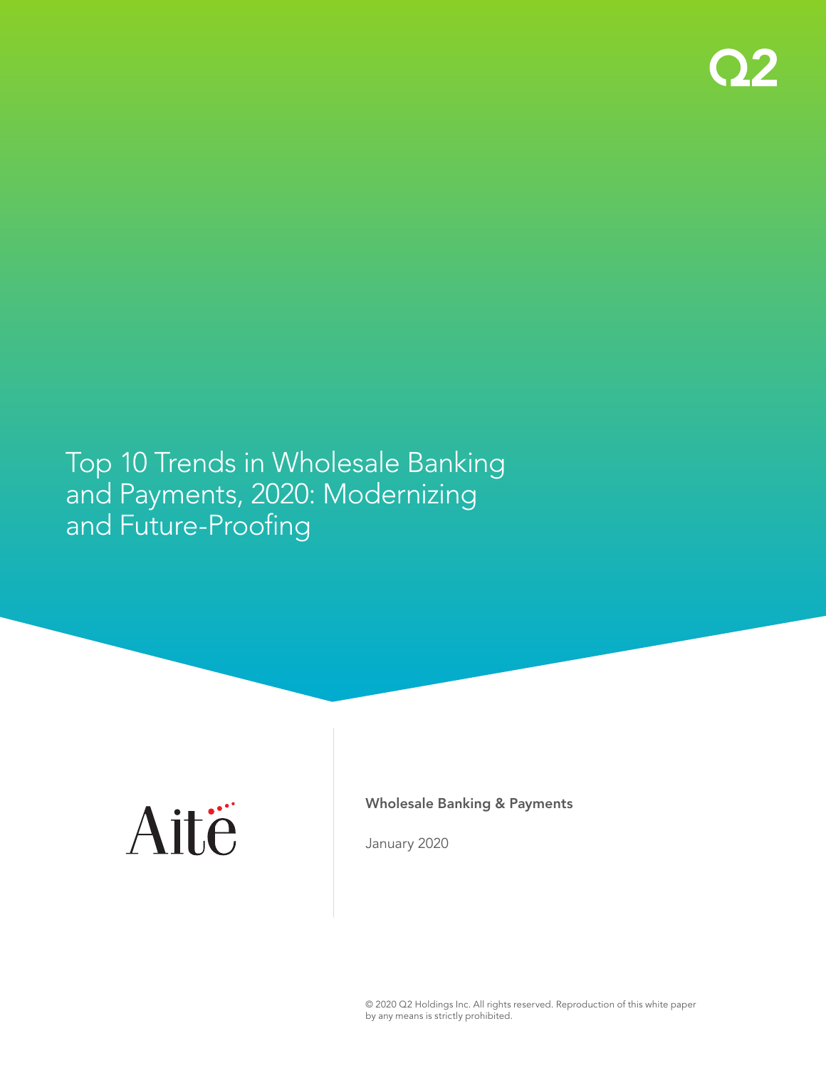# Top 10 Trends in Wholesale Banking and Payments, 2020: Modernizing and Future-Proofing

**Wholesale Banking & Payments**

January 2020

© 2020 Q2 Holdings Inc. All rights reserved. Reproduction of this white paper by any means is strictly prohibited.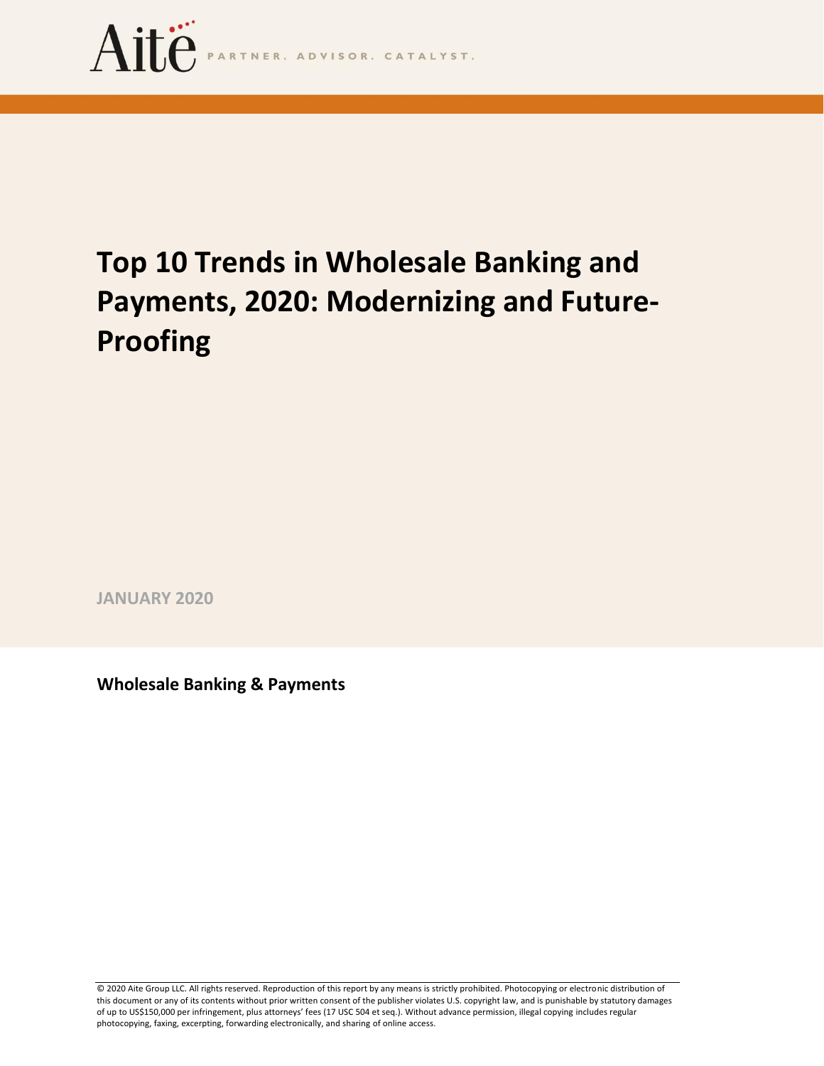# Top 10 Trends in Wholesale Banking and Payments, 2020: Modernizing and Future-Proofing

**JANUARY 2020**

**Wholesale Banking & Payments**

© 2020 Aite Group LLC. All rights reserved. Reproduction of this report by any means is strictly prohibited. Photocopying or electronic distribution of this document or any of its contents without prior written consent of the publisher violates U.S. copyright law, and is punishable by statutory damages of up to US$150,000 per infringement, plus attorneys' fees (17 USC 504 et seq.). Without advance permission, illegal copying includes regular photocopying, faxing, excerpting, forwarding electronically, and sharing of online access.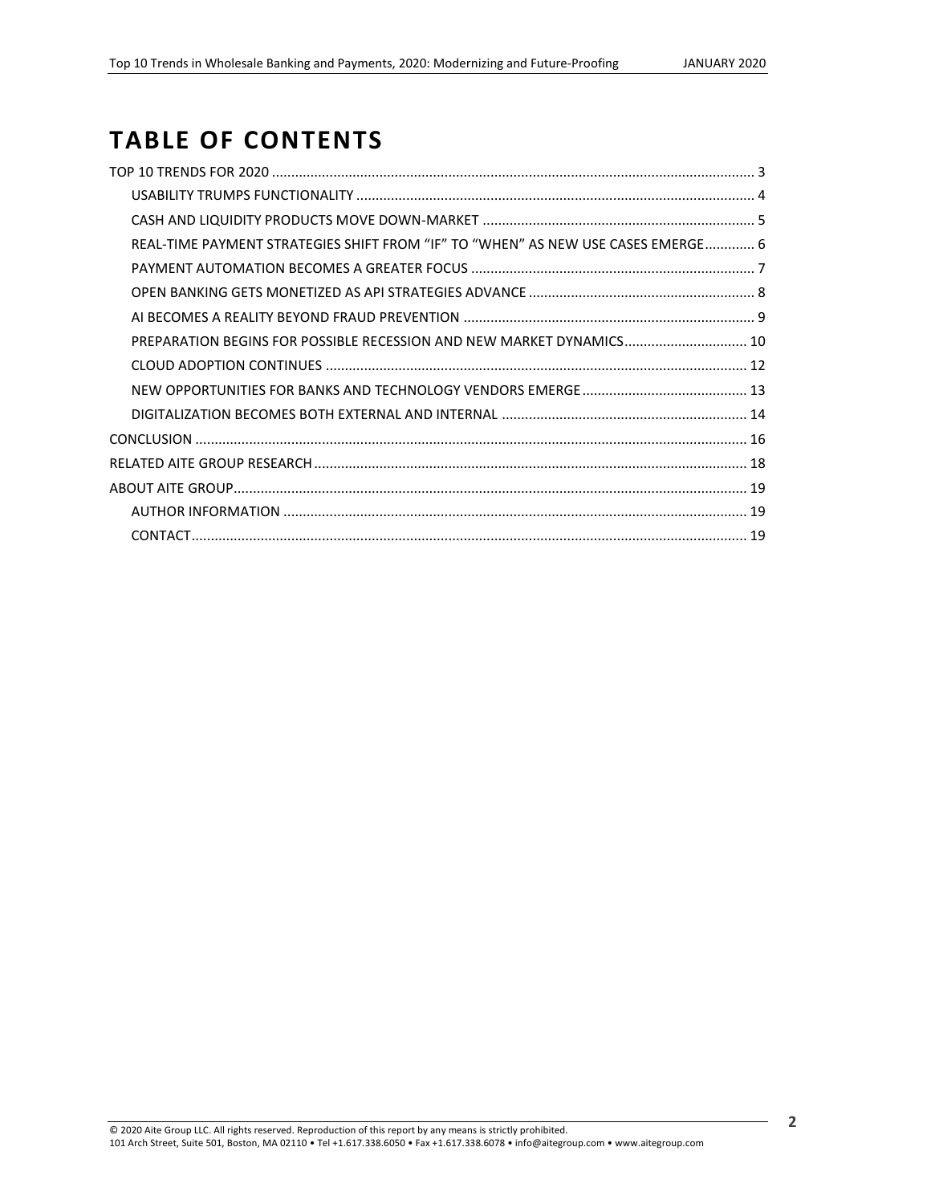# TABLE OF CONTENTS

- TOP 10 TRENDS FOR 2020 ............ 3
  - USABILITY TRUMPS FUNCTIONALITY ............ 4
  - CASH AND LIQUIDITY PRODUCTS MOVE DOWN-MARKET ............ 5
  - REAL-TIME PAYMENT STRATEGIES SHIFT FROM "IF" TO "WHEN" AS NEW USE CASES EMERGE ............ 6
  - PAYMENT AUTOMATION BECOMES A GREATER FOCUS ............ 7
  - OPEN BANKING GETS MONETIZED AS API STRATEGIES ADVANCE ............ 8
  - AI BECOMES A REALITY BEYOND FRAUD PREVENTION ............ 9
  - PREPARATION BEGINS FOR POSSIBLE RECESSION AND NEW MARKET DYNAMICS ............ 10
  - CLOUD ADOPTION CONTINUES ............ 12
  - NEW OPPORTUNITIES FOR BANKS AND TECHNOLOGY VENDORS EMERGE ............ 13
  - DIGITALIZATION BECOMES BOTH EXTERNAL AND INTERNAL ............ 14
- CONCLUSION ............ 16
- RELATED AITE GROUP RESEARCH ............ 18
- ABOUT AITE GROUP ............ 19
  - AUTHOR INFORMATION ............ 19
  - CONTACT ............ 19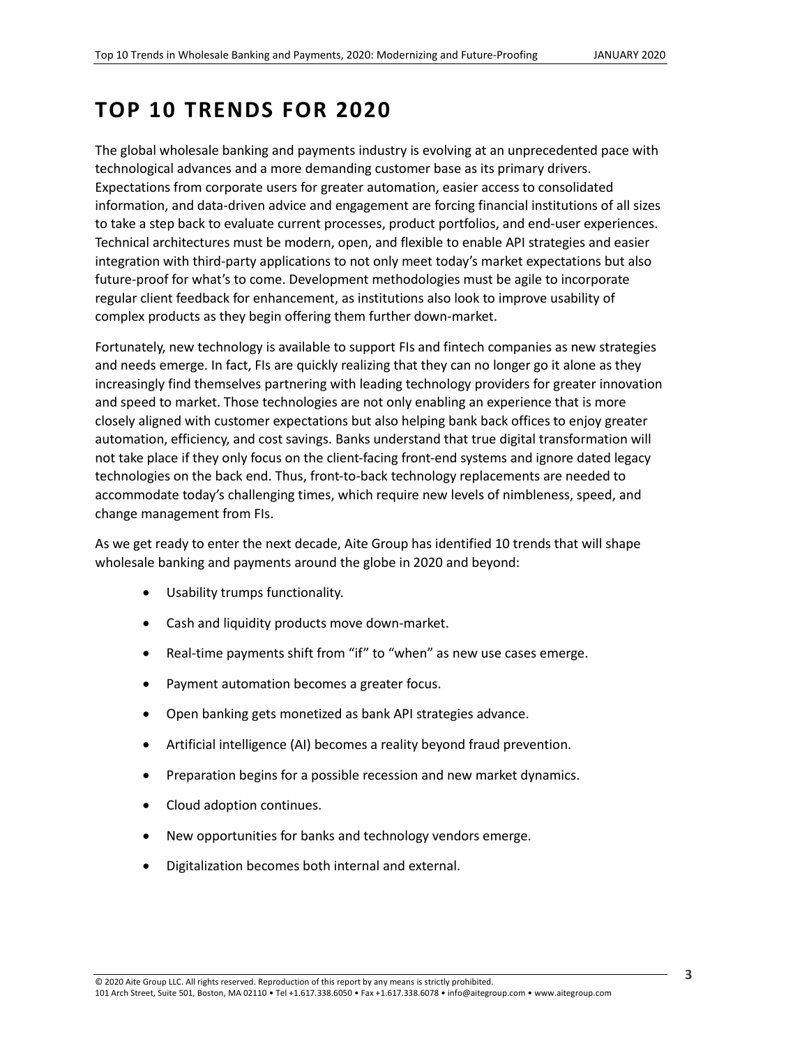# TOP 10 TRENDS FOR 2020

The global wholesale banking and payments industry is evolving at an unprecedented pace with technological advances and a more demanding customer base as its primary drivers. Expectations from corporate users for greater automation, easier access to consolidated information, and data-driven advice and engagement are forcing financial institutions of all sizes to take a step back to evaluate current processes, product portfolios, and end-user experiences. Technical architectures must be modern, open, and flexible to enable API strategies and easier integration with third-party applications to not only meet today's market expectations but also future-proof for what's to come. Development methodologies must be agile to incorporate regular client feedback for enhancement, as institutions also look to improve usability of complex products as they begin offering them further down-market.

Fortunately, new technology is available to support FIs and fintech companies as new strategies and needs emerge. In fact, FIs are quickly realizing that they can no longer go it alone as they increasingly find themselves partnering with leading technology providers for greater innovation and speed to market. Those technologies are not only enabling an experience that is more closely aligned with customer expectations but also helping bank back offices to enjoy greater automation, efficiency, and cost savings. Banks understand that true digital transformation will not take place if they only focus on the client-facing front-end systems and ignore dated legacy technologies on the back end. Thus, front-to-back technology replacements are needed to accommodate today's challenging times, which require new levels of nimbleness, speed, and change management from FIs.

As we get ready to enter the next decade, Aite Group has identified 10 trends that will shape wholesale banking and payments around the globe in 2020 and beyond:

- Usability trumps functionality.
- Cash and liquidity products move down-market.
- Real-time payments shift from "if" to "when" as new use cases emerge.
- Payment automation becomes a greater focus.
- Open banking gets monetized as bank API strategies advance.
- Artificial intelligence (AI) becomes a reality beyond fraud prevention.
- Preparation begins for a possible recession and new market dynamics.
- Cloud adoption continues.
- New opportunities for banks and technology vendors emerge.
- Digitalization becomes both internal and external.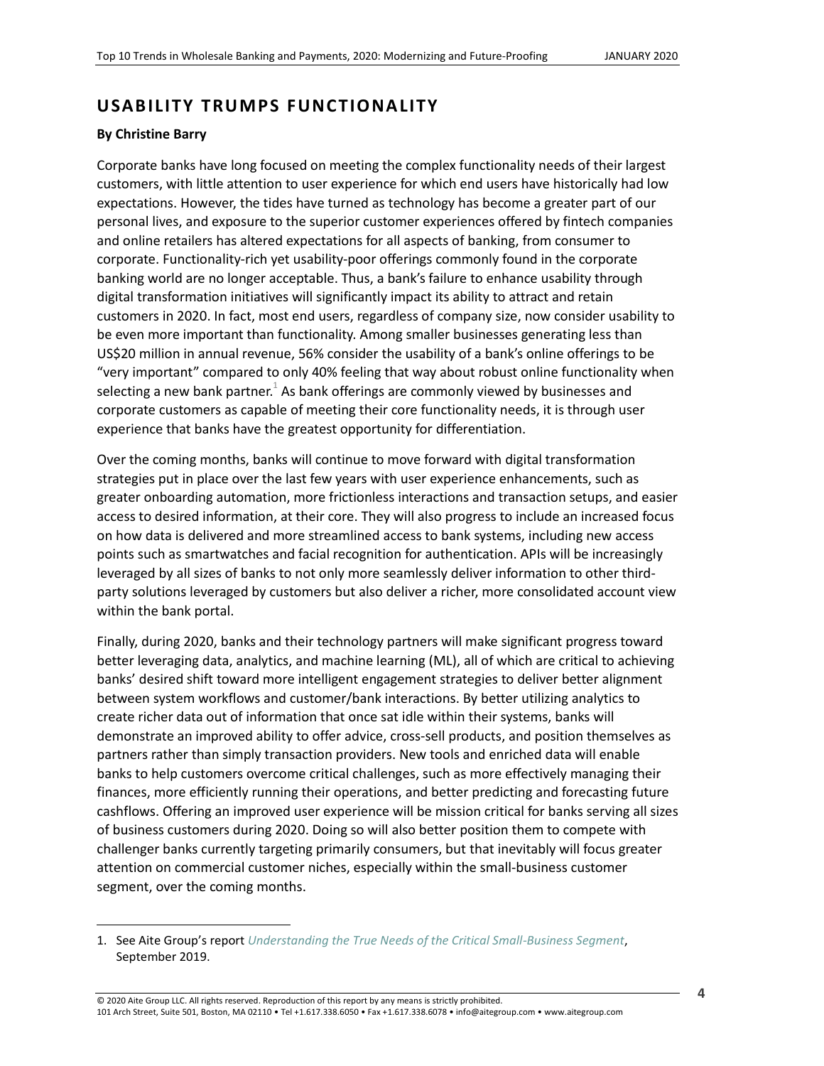## USABILITY TRUMPS FUNCTIONALITY

**By Christine Barry**

Corporate banks have long focused on meeting the complex functionality needs of their largest customers, with little attention to user experience for which end users have historically had low expectations. However, the tides have turned as technology has become a greater part of our personal lives, and exposure to the superior customer experiences offered by fintech companies and online retailers has altered expectations for all aspects of banking, from consumer to corporate. Functionality-rich yet usability-poor offerings commonly found in the corporate banking world are no longer acceptable. Thus, a bank's failure to enhance usability through digital transformation initiatives will significantly impact its ability to attract and retain customers in 2020. In fact, most end users, regardless of company size, now consider usability to be even more important than functionality. Among smaller businesses generating less than US$20 million in annual revenue, 56% consider the usability of a bank's online offerings to be "very important" compared to only 40% feeling that way about robust online functionality when selecting a new bank partner.[1] As bank offerings are commonly viewed by businesses and corporate customers as capable of meeting their core functionality needs, it is through user experience that banks have the greatest opportunity for differentiation.

Over the coming months, banks will continue to move forward with digital transformation strategies put in place over the last few years with user experience enhancements, such as greater onboarding automation, more frictionless interactions and transaction setups, and easier access to desired information, at their core. They will also progress to include an increased focus on how data is delivered and more streamlined access to bank systems, including new access points such as smartwatches and facial recognition for authentication. APIs will be increasingly leveraged by all sizes of banks to not only more seamlessly deliver information to other third-party solutions leveraged by customers but also deliver a richer, more consolidated account view within the bank portal.

Finally, during 2020, banks and their technology partners will make significant progress toward better leveraging data, analytics, and machine learning (ML), all of which are critical to achieving banks' desired shift toward more intelligent engagement strategies to deliver better alignment between system workflows and customer/bank interactions. By better utilizing analytics to create richer data out of information that once sat idle within their systems, banks will demonstrate an improved ability to offer advice, cross-sell products, and position themselves as partners rather than simply transaction providers. New tools and enriched data will enable banks to help customers overcome critical challenges, such as more effectively managing their finances, more efficiently running their operations, and better predicting and forecasting future cashflows. Offering an improved user experience will be mission critical for banks serving all sizes of business customers during 2020. Doing so will also better position them to compete with challenger banks currently targeting primarily consumers, but that inevitably will focus greater attention on commercial customer niches, especially within the small-business customer segment, over the coming months.

---

1. See Aite Group's report *Understanding the True Needs of the Critical Small-Business Segment*, September 2019.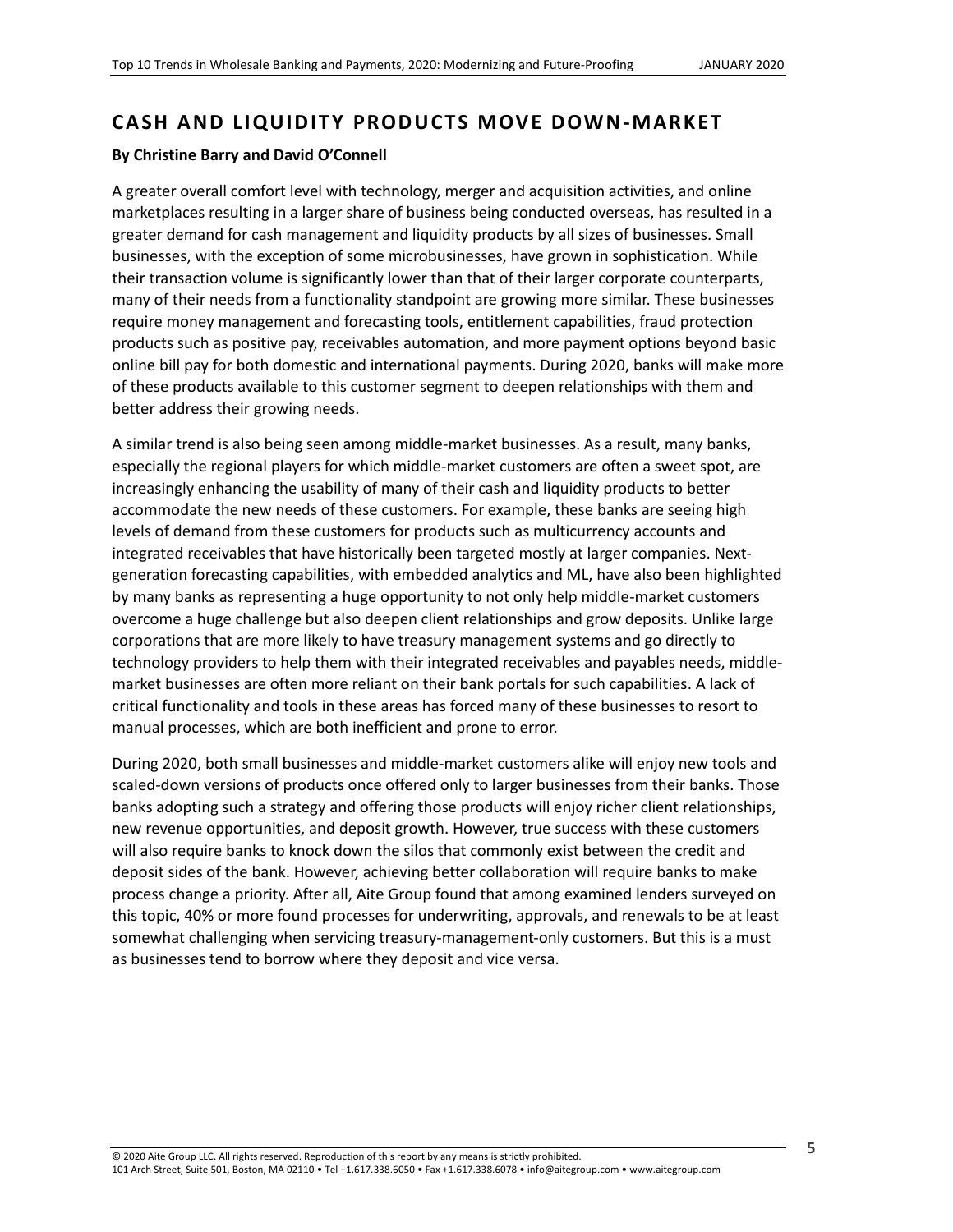## CASH AND LIQUIDITY PRODUCTS MOVE DOWN-MARKET

**By Christine Barry and David O'Connell**

A greater overall comfort level with technology, merger and acquisition activities, and online marketplaces resulting in a larger share of business being conducted overseas, has resulted in a greater demand for cash management and liquidity products by all sizes of businesses. Small businesses, with the exception of some microbusinesses, have grown in sophistication. While their transaction volume is significantly lower than that of their larger corporate counterparts, many of their needs from a functionality standpoint are growing more similar. These businesses require money management and forecasting tools, entitlement capabilities, fraud protection products such as positive pay, receivables automation, and more payment options beyond basic online bill pay for both domestic and international payments. During 2020, banks will make more of these products available to this customer segment to deepen relationships with them and better address their growing needs.

A similar trend is also being seen among middle-market businesses. As a result, many banks, especially the regional players for which middle-market customers are often a sweet spot, are increasingly enhancing the usability of many of their cash and liquidity products to better accommodate the new needs of these customers. For example, these banks are seeing high levels of demand from these customers for products such as multicurrency accounts and integrated receivables that have historically been targeted mostly at larger companies. Next-generation forecasting capabilities, with embedded analytics and ML, have also been highlighted by many banks as representing a huge opportunity to not only help middle-market customers overcome a huge challenge but also deepen client relationships and grow deposits. Unlike large corporations that are more likely to have treasury management systems and go directly to technology providers to help them with their integrated receivables and payables needs, middle-market businesses are often more reliant on their bank portals for such capabilities. A lack of critical functionality and tools in these areas has forced many of these businesses to resort to manual processes, which are both inefficient and prone to error.

During 2020, both small businesses and middle-market customers alike will enjoy new tools and scaled-down versions of products once offered only to larger businesses from their banks. Those banks adopting such a strategy and offering those products will enjoy richer client relationships, new revenue opportunities, and deposit growth. However, true success with these customers will also require banks to knock down the silos that commonly exist between the credit and deposit sides of the bank. However, achieving better collaboration will require banks to make process change a priority. After all, Aite Group found that among examined lenders surveyed on this topic, 40% or more found processes for underwriting, approvals, and renewals to be at least somewhat challenging when servicing treasury-management-only customers. But this is a must as businesses tend to borrow where they deposit and vice versa.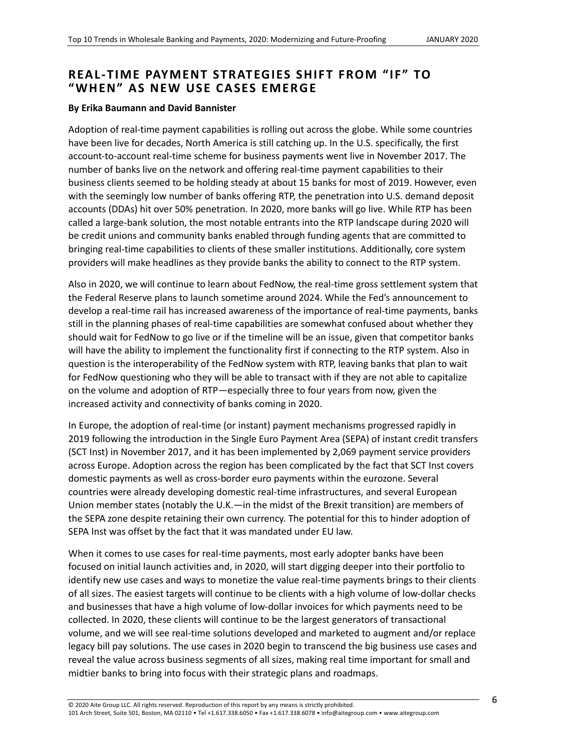## REAL-TIME PAYMENT STRATEGIES SHIFT FROM "IF" TO "WHEN" AS NEW USE CASES EMERGE

**By Erika Baumann and David Bannister**

Adoption of real-time payment capabilities is rolling out across the globe. While some countries have been live for decades, North America is still catching up. In the U.S. specifically, the first account-to-account real-time scheme for business payments went live in November 2017. The number of banks live on the network and offering real-time payment capabilities to their business clients seemed to be holding steady at about 15 banks for most of 2019. However, even with the seemingly low number of banks offering RTP, the penetration into U.S. demand deposit accounts (DDAs) hit over 50% penetration. In 2020, more banks will go live. While RTP has been called a large-bank solution, the most notable entrants into the RTP landscape during 2020 will be credit unions and community banks enabled through funding agents that are committed to bringing real-time capabilities to clients of these smaller institutions. Additionally, core system providers will make headlines as they provide banks the ability to connect to the RTP system.

Also in 2020, we will continue to learn about FedNow, the real-time gross settlement system that the Federal Reserve plans to launch sometime around 2024. While the Fed's announcement to develop a real-time rail has increased awareness of the importance of real-time payments, banks still in the planning phases of real-time capabilities are somewhat confused about whether they should wait for FedNow to go live or if the timeline will be an issue, given that competitor banks will have the ability to implement the functionality first if connecting to the RTP system. Also in question is the interoperability of the FedNow system with RTP, leaving banks that plan to wait for FedNow questioning who they will be able to transact with if they are not able to capitalize on the volume and adoption of RTP—especially three to four years from now, given the increased activity and connectivity of banks coming in 2020.

In Europe, the adoption of real-time (or instant) payment mechanisms progressed rapidly in 2019 following the introduction in the Single Euro Payment Area (SEPA) of instant credit transfers (SCT Inst) in November 2017, and it has been implemented by 2,069 payment service providers across Europe. Adoption across the region has been complicated by the fact that SCT Inst covers domestic payments as well as cross-border euro payments within the eurozone. Several countries were already developing domestic real-time infrastructures, and several European Union member states (notably the U.K.—in the midst of the Brexit transition) are members of the SEPA zone despite retaining their own currency. The potential for this to hinder adoption of SEPA Inst was offset by the fact that it was mandated under EU law.

When it comes to use cases for real-time payments, most early adopter banks have been focused on initial launch activities and, in 2020, will start digging deeper into their portfolio to identify new use cases and ways to monetize the value real-time payments brings to their clients of all sizes. The easiest targets will continue to be clients with a high volume of low-dollar checks and businesses that have a high volume of low-dollar invoices for which payments need to be collected. In 2020, these clients will continue to be the largest generators of transactional volume, and we will see real-time solutions developed and marketed to augment and/or replace legacy bill pay solutions. The use cases in 2020 begin to transcend the big business use cases and reveal the value across business segments of all sizes, making real time important for small and midtier banks to bring into focus with their strategic plans and roadmaps.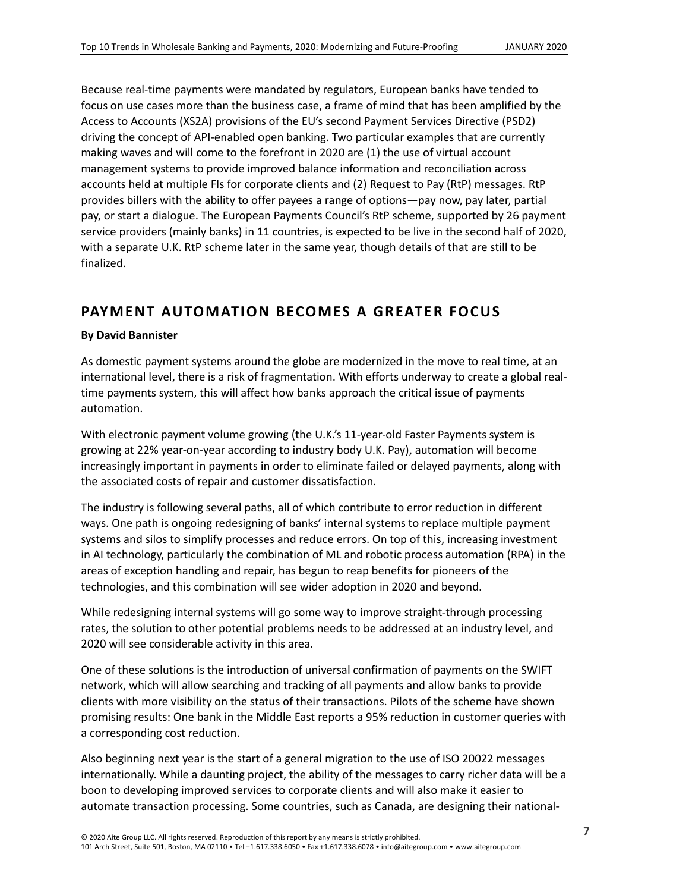Because real-time payments were mandated by regulators, European banks have tended to focus on use cases more than the business case, a frame of mind that has been amplified by the Access to Accounts (XS2A) provisions of the EU's second Payment Services Directive (PSD2) driving the concept of API-enabled open banking. Two particular examples that are currently making waves and will come to the forefront in 2020 are (1) the use of virtual account management systems to provide improved balance information and reconciliation across accounts held at multiple FIs for corporate clients and (2) Request to Pay (RtP) messages. RtP provides billers with the ability to offer payees a range of options—pay now, pay later, partial pay, or start a dialogue. The European Payments Council's RtP scheme, supported by 26 payment service providers (mainly banks) in 11 countries, is expected to be live in the second half of 2020, with a separate U.K. RtP scheme later in the same year, though details of that are still to be finalized.

## PAYMENT AUTOMATION BECOMES A GREATER FOCUS

**By David Bannister**

As domestic payment systems around the globe are modernized in the move to real time, at an international level, there is a risk of fragmentation. With efforts underway to create a global real-time payments system, this will affect how banks approach the critical issue of payments automation.

With electronic payment volume growing (the U.K.'s 11-year-old Faster Payments system is growing at 22% year-on-year according to industry body U.K. Pay), automation will become increasingly important in payments in order to eliminate failed or delayed payments, along with the associated costs of repair and customer dissatisfaction.

The industry is following several paths, all of which contribute to error reduction in different ways. One path is ongoing redesigning of banks' internal systems to replace multiple payment systems and silos to simplify processes and reduce errors. On top of this, increasing investment in AI technology, particularly the combination of ML and robotic process automation (RPA) in the areas of exception handling and repair, has begun to reap benefits for pioneers of the technologies, and this combination will see wider adoption in 2020 and beyond.

While redesigning internal systems will go some way to improve straight-through processing rates, the solution to other potential problems needs to be addressed at an industry level, and 2020 will see considerable activity in this area.

One of these solutions is the introduction of universal confirmation of payments on the SWIFT network, which will allow searching and tracking of all payments and allow banks to provide clients with more visibility on the status of their transactions. Pilots of the scheme have shown promising results: One bank in the Middle East reports a 95% reduction in customer queries with a corresponding cost reduction.

Also beginning next year is the start of a general migration to the use of ISO 20022 messages internationally. While a daunting project, the ability of the messages to carry richer data will be a boon to developing improved services to corporate clients and will also make it easier to automate transaction processing. Some countries, such as Canada, are designing their national-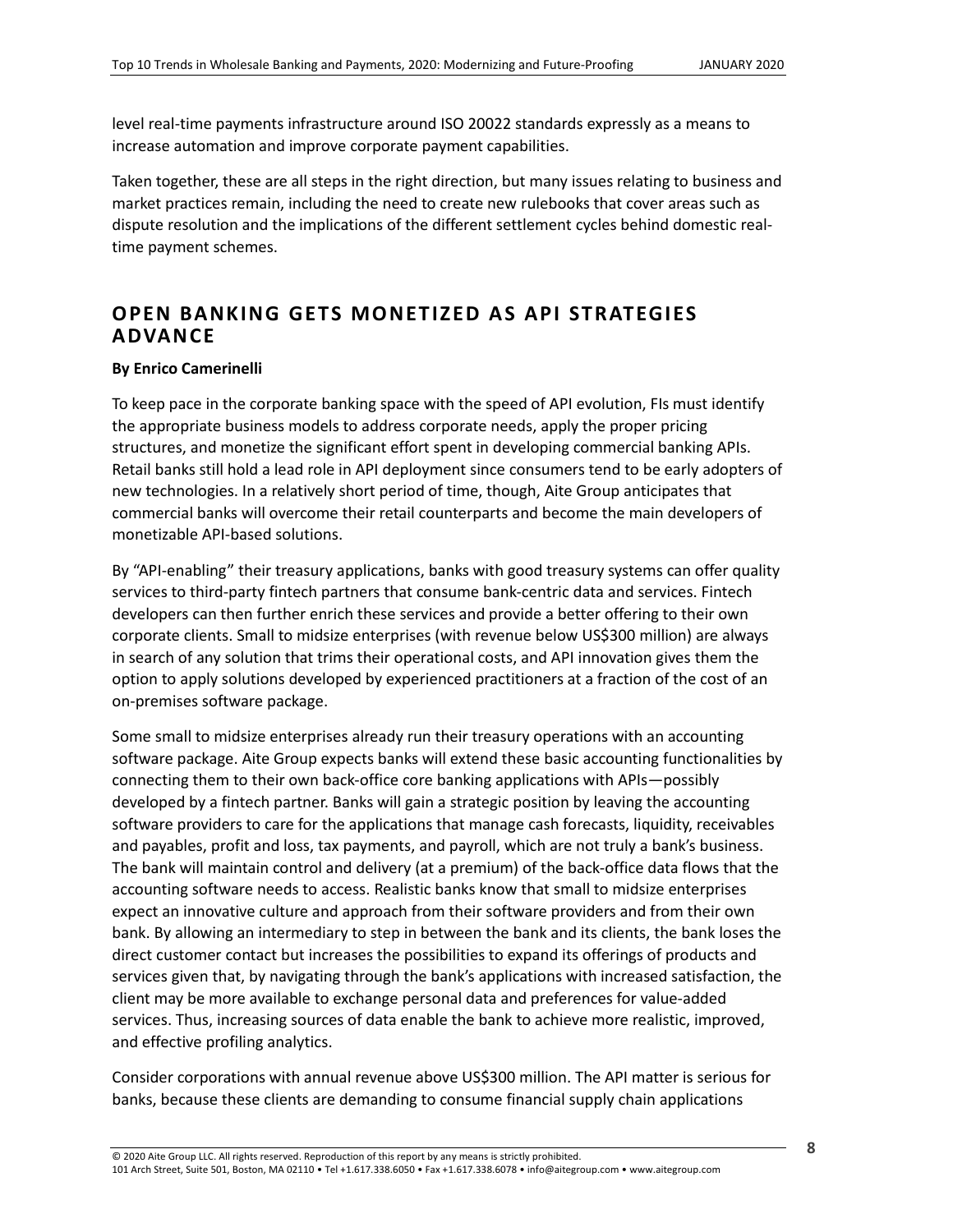level real-time payments infrastructure around ISO 20022 standards expressly as a means to increase automation and improve corporate payment capabilities.

Taken together, these are all steps in the right direction, but many issues relating to business and market practices remain, including the need to create new rulebooks that cover areas such as dispute resolution and the implications of the different settlement cycles behind domestic real-time payment schemes.

## OPEN BANKING GETS MONETIZED AS API STRATEGIES ADVANCE

**By Enrico Camerinelli**

To keep pace in the corporate banking space with the speed of API evolution, FIs must identify the appropriate business models to address corporate needs, apply the proper pricing structures, and monetize the significant effort spent in developing commercial banking APIs. Retail banks still hold a lead role in API deployment since consumers tend to be early adopters of new technologies. In a relatively short period of time, though, Aite Group anticipates that commercial banks will overcome their retail counterparts and become the main developers of monetizable API-based solutions.

By "API-enabling" their treasury applications, banks with good treasury systems can offer quality services to third-party fintech partners that consume bank-centric data and services. Fintech developers can then further enrich these services and provide a better offering to their own corporate clients. Small to midsize enterprises (with revenue below US$300 million) are always in search of any solution that trims their operational costs, and API innovation gives them the option to apply solutions developed by experienced practitioners at a fraction of the cost of an on-premises software package.

Some small to midsize enterprises already run their treasury operations with an accounting software package. Aite Group expects banks will extend these basic accounting functionalities by connecting them to their own back-office core banking applications with APIs—possibly developed by a fintech partner. Banks will gain a strategic position by leaving the accounting software providers to care for the applications that manage cash forecasts, liquidity, receivables and payables, profit and loss, tax payments, and payroll, which are not truly a bank's business. The bank will maintain control and delivery (at a premium) of the back-office data flows that the accounting software needs to access. Realistic banks know that small to midsize enterprises expect an innovative culture and approach from their software providers and from their own bank. By allowing an intermediary to step in between the bank and its clients, the bank loses the direct customer contact but increases the possibilities to expand its offerings of products and services given that, by navigating through the bank's applications with increased satisfaction, the client may be more available to exchange personal data and preferences for value-added services. Thus, increasing sources of data enable the bank to achieve more realistic, improved, and effective profiling analytics.

Consider corporations with annual revenue above US$300 million. The API matter is serious for banks, because these clients are demanding to consume financial supply chain applications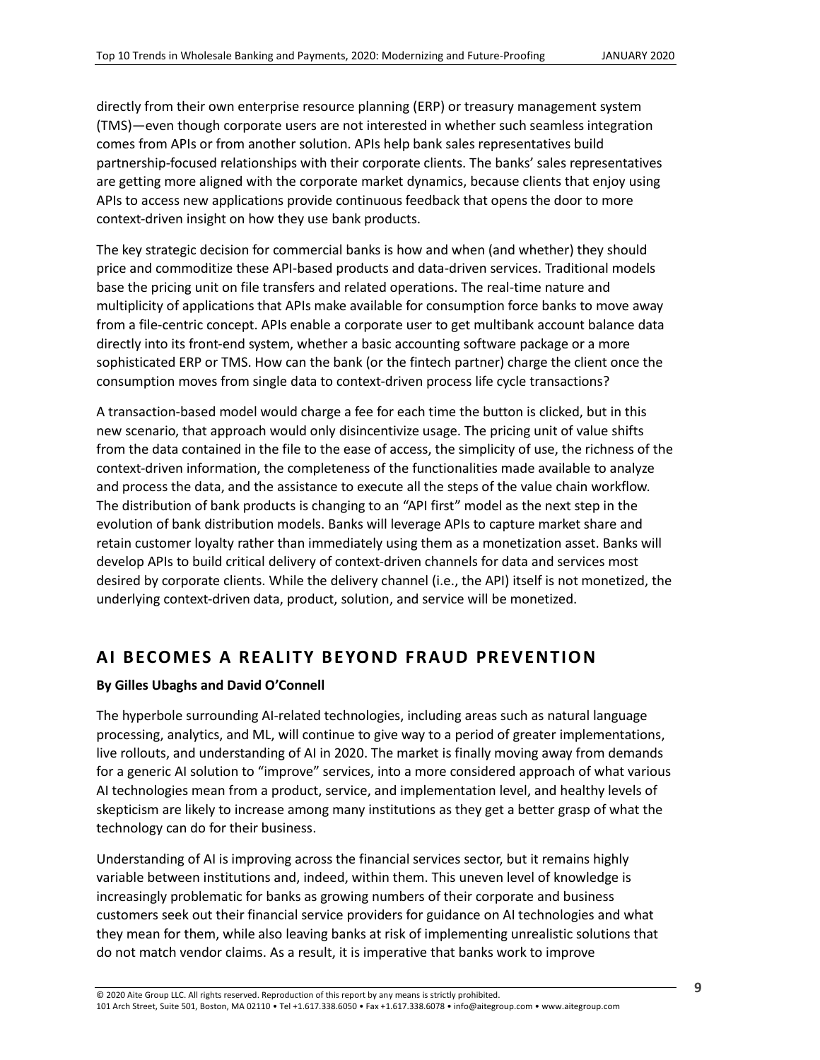directly from their own enterprise resource planning (ERP) or treasury management system (TMS)—even though corporate users are not interested in whether such seamless integration comes from APIs or from another solution. APIs help bank sales representatives build partnership-focused relationships with their corporate clients. The banks' sales representatives are getting more aligned with the corporate market dynamics, because clients that enjoy using APIs to access new applications provide continuous feedback that opens the door to more context-driven insight on how they use bank products.

The key strategic decision for commercial banks is how and when (and whether) they should price and commoditize these API-based products and data-driven services. Traditional models base the pricing unit on file transfers and related operations. The real-time nature and multiplicity of applications that APIs make available for consumption force banks to move away from a file-centric concept. APIs enable a corporate user to get multibank account balance data directly into its front-end system, whether a basic accounting software package or a more sophisticated ERP or TMS. How can the bank (or the fintech partner) charge the client once the consumption moves from single data to context-driven process life cycle transactions?

A transaction-based model would charge a fee for each time the button is clicked, but in this new scenario, that approach would only disincentivize usage. The pricing unit of value shifts from the data contained in the file to the ease of access, the simplicity of use, the richness of the context-driven information, the completeness of the functionalities made available to analyze and process the data, and the assistance to execute all the steps of the value chain workflow. The distribution of bank products is changing to an "API first" model as the next step in the evolution of bank distribution models. Banks will leverage APIs to capture market share and retain customer loyalty rather than immediately using them as a monetization asset. Banks will develop APIs to build critical delivery of context-driven channels for data and services most desired by corporate clients. While the delivery channel (i.e., the API) itself is not monetized, the underlying context-driven data, product, solution, and service will be monetized.

## AI BECOMES A REALITY BEYOND FRAUD PREVENTION

**By Gilles Ubaghs and David O'Connell**

The hyperbole surrounding AI-related technologies, including areas such as natural language processing, analytics, and ML, will continue to give way to a period of greater implementations, live rollouts, and understanding of AI in 2020. The market is finally moving away from demands for a generic AI solution to "improve" services, into a more considered approach of what various AI technologies mean from a product, service, and implementation level, and healthy levels of skepticism are likely to increase among many institutions as they get a better grasp of what the technology can do for their business.

Understanding of AI is improving across the financial services sector, but it remains highly variable between institutions and, indeed, within them. This uneven level of knowledge is increasingly problematic for banks as growing numbers of their corporate and business customers seek out their financial service providers for guidance on AI technologies and what they mean for them, while also leaving banks at risk of implementing unrealistic solutions that do not match vendor claims. As a result, it is imperative that banks work to improve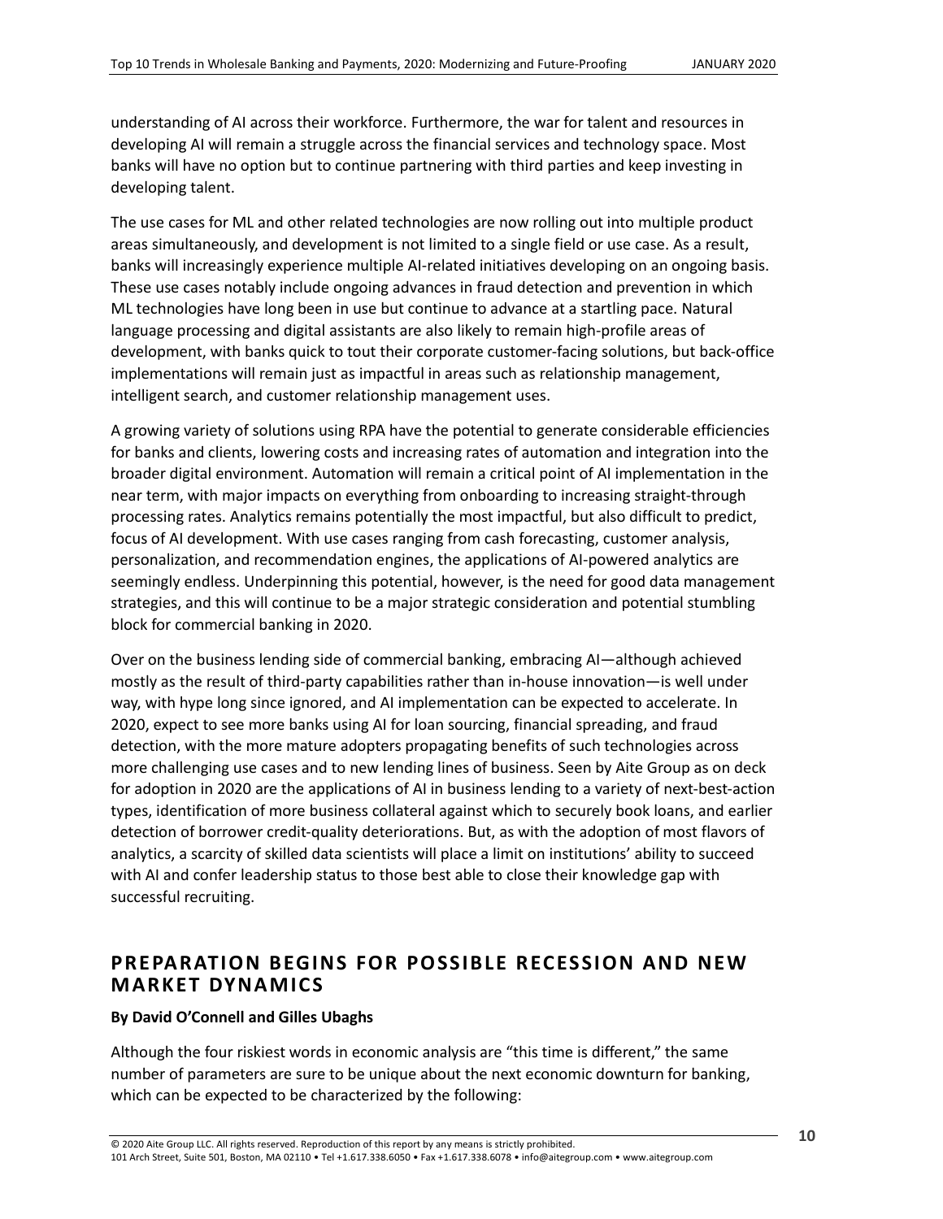understanding of AI across their workforce. Furthermore, the war for talent and resources in developing AI will remain a struggle across the financial services and technology space. Most banks will have no option but to continue partnering with third parties and keep investing in developing talent.

The use cases for ML and other related technologies are now rolling out into multiple product areas simultaneously, and development is not limited to a single field or use case. As a result, banks will increasingly experience multiple AI-related initiatives developing on an ongoing basis. These use cases notably include ongoing advances in fraud detection and prevention in which ML technologies have long been in use but continue to advance at a startling pace. Natural language processing and digital assistants are also likely to remain high-profile areas of development, with banks quick to tout their corporate customer-facing solutions, but back-office implementations will remain just as impactful in areas such as relationship management, intelligent search, and customer relationship management uses.

A growing variety of solutions using RPA have the potential to generate considerable efficiencies for banks and clients, lowering costs and increasing rates of automation and integration into the broader digital environment. Automation will remain a critical point of AI implementation in the near term, with major impacts on everything from onboarding to increasing straight-through processing rates. Analytics remains potentially the most impactful, but also difficult to predict, focus of AI development. With use cases ranging from cash forecasting, customer analysis, personalization, and recommendation engines, the applications of AI-powered analytics are seemingly endless. Underpinning this potential, however, is the need for good data management strategies, and this will continue to be a major strategic consideration and potential stumbling block for commercial banking in 2020.

Over on the business lending side of commercial banking, embracing AI—although achieved mostly as the result of third-party capabilities rather than in-house innovation—is well under way, with hype long since ignored, and AI implementation can be expected to accelerate. In 2020, expect to see more banks using AI for loan sourcing, financial spreading, and fraud detection, with the more mature adopters propagating benefits of such technologies across more challenging use cases and to new lending lines of business. Seen by Aite Group as on deck for adoption in 2020 are the applications of AI in business lending to a variety of next-best-action types, identification of more business collateral against which to securely book loans, and earlier detection of borrower credit-quality deteriorations. But, as with the adoption of most flavors of analytics, a scarcity of skilled data scientists will place a limit on institutions' ability to succeed with AI and confer leadership status to those best able to close their knowledge gap with successful recruiting.

## PREPARATION BEGINS FOR POSSIBLE RECESSION AND NEW MARKET DYNAMICS

**By David O'Connell and Gilles Ubaghs**

Although the four riskiest words in economic analysis are "this time is different," the same number of parameters are sure to be unique about the next economic downturn for banking, which can be expected to be characterized by the following: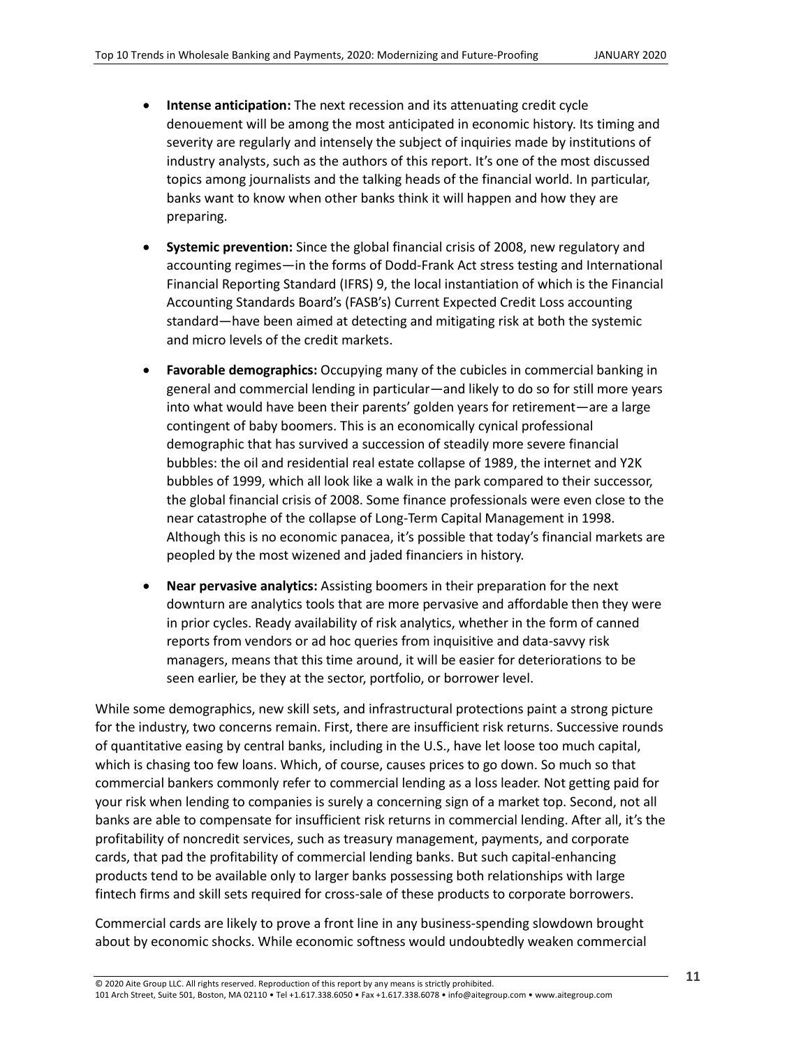- **Intense anticipation:** The next recession and its attenuating credit cycle denouement will be among the most anticipated in economic history. Its timing and severity are regularly and intensely the subject of inquiries made by institutions of industry analysts, such as the authors of this report. It's one of the most discussed topics among journalists and the talking heads of the financial world. In particular, banks want to know when other banks think it will happen and how they are preparing.

- **Systemic prevention:** Since the global financial crisis of 2008, new regulatory and accounting regimes—in the forms of Dodd-Frank Act stress testing and International Financial Reporting Standard (IFRS) 9, the local instantiation of which is the Financial Accounting Standards Board's (FASB's) Current Expected Credit Loss accounting standard—have been aimed at detecting and mitigating risk at both the systemic and micro levels of the credit markets.

- **Favorable demographics:** Occupying many of the cubicles in commercial banking in general and commercial lending in particular—and likely to do so for still more years into what would have been their parents' golden years for retirement—are a large contingent of baby boomers. This is an economically cynical professional demographic that has survived a succession of steadily more severe financial bubbles: the oil and residential real estate collapse of 1989, the internet and Y2K bubbles of 1999, which all look like a walk in the park compared to their successor, the global financial crisis of 2008. Some finance professionals were even close to the near catastrophe of the collapse of Long-Term Capital Management in 1998. Although this is no economic panacea, it's possible that today's financial markets are peopled by the most wizened and jaded financiers in history.

- **Near pervasive analytics:** Assisting boomers in their preparation for the next downturn are analytics tools that are more pervasive and affordable then they were in prior cycles. Ready availability of risk analytics, whether in the form of canned reports from vendors or ad hoc queries from inquisitive and data-savvy risk managers, means that this time around, it will be easier for deteriorations to be seen earlier, be they at the sector, portfolio, or borrower level.

While some demographics, new skill sets, and infrastructural protections paint a strong picture for the industry, two concerns remain. First, there are insufficient risk returns. Successive rounds of quantitative easing by central banks, including in the U.S., have let loose too much capital, which is chasing too few loans. Which, of course, causes prices to go down. So much so that commercial bankers commonly refer to commercial lending as a loss leader. Not getting paid for your risk when lending to companies is surely a concerning sign of a market top. Second, not all banks are able to compensate for insufficient risk returns in commercial lending. After all, it's the profitability of noncredit services, such as treasury management, payments, and corporate cards, that pad the profitability of commercial lending banks. But such capital-enhancing products tend to be available only to larger banks possessing both relationships with large fintech firms and skill sets required for cross-sale of these products to corporate borrowers.

Commercial cards are likely to prove a front line in any business-spending slowdown brought about by economic shocks. While economic softness would undoubtedly weaken commercial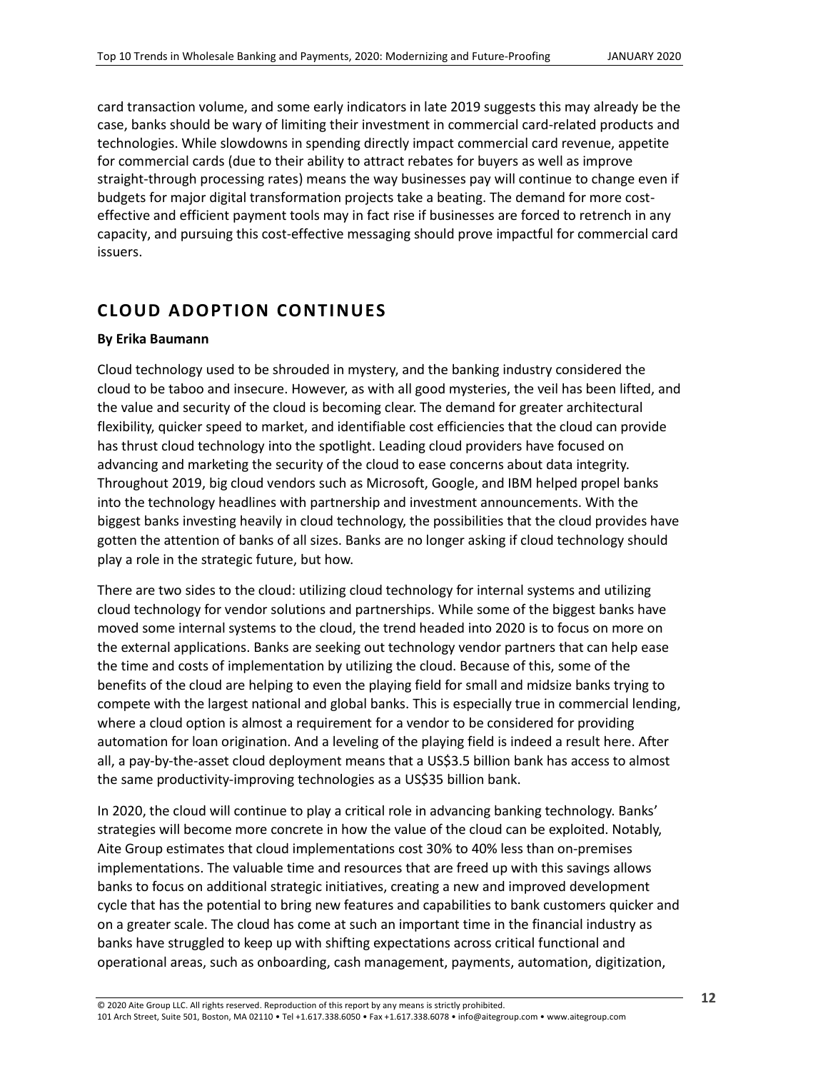card transaction volume, and some early indicators in late 2019 suggests this may already be the case, banks should be wary of limiting their investment in commercial card-related products and technologies. While slowdowns in spending directly impact commercial card revenue, appetite for commercial cards (due to their ability to attract rebates for buyers as well as improve straight-through processing rates) means the way businesses pay will continue to change even if budgets for major digital transformation projects take a beating. The demand for more cost-effective and efficient payment tools may in fact rise if businesses are forced to retrench in any capacity, and pursuing this cost-effective messaging should prove impactful for commercial card issuers.

## CLOUD ADOPTION CONTINUES

**By Erika Baumann**

Cloud technology used to be shrouded in mystery, and the banking industry considered the cloud to be taboo and insecure. However, as with all good mysteries, the veil has been lifted, and the value and security of the cloud is becoming clear. The demand for greater architectural flexibility, quicker speed to market, and identifiable cost efficiencies that the cloud can provide has thrust cloud technology into the spotlight. Leading cloud providers have focused on advancing and marketing the security of the cloud to ease concerns about data integrity. Throughout 2019, big cloud vendors such as Microsoft, Google, and IBM helped propel banks into the technology headlines with partnership and investment announcements. With the biggest banks investing heavily in cloud technology, the possibilities that the cloud provides have gotten the attention of banks of all sizes. Banks are no longer asking if cloud technology should play a role in the strategic future, but how.

There are two sides to the cloud: utilizing cloud technology for internal systems and utilizing cloud technology for vendor solutions and partnerships. While some of the biggest banks have moved some internal systems to the cloud, the trend headed into 2020 is to focus on more on the external applications. Banks are seeking out technology vendor partners that can help ease the time and costs of implementation by utilizing the cloud. Because of this, some of the benefits of the cloud are helping to even the playing field for small and midsize banks trying to compete with the largest national and global banks. This is especially true in commercial lending, where a cloud option is almost a requirement for a vendor to be considered for providing automation for loan origination. And a leveling of the playing field is indeed a result here. After all, a pay-by-the-asset cloud deployment means that a US$3.5 billion bank has access to almost the same productivity-improving technologies as a US$35 billion bank.

In 2020, the cloud will continue to play a critical role in advancing banking technology. Banks' strategies will become more concrete in how the value of the cloud can be exploited. Notably, Aite Group estimates that cloud implementations cost 30% to 40% less than on-premises implementations. The valuable time and resources that are freed up with this savings allows banks to focus on additional strategic initiatives, creating a new and improved development cycle that has the potential to bring new features and capabilities to bank customers quicker and on a greater scale. The cloud has come at such an important time in the financial industry as banks have struggled to keep up with shifting expectations across critical functional and operational areas, such as onboarding, cash management, payments, automation, digitization,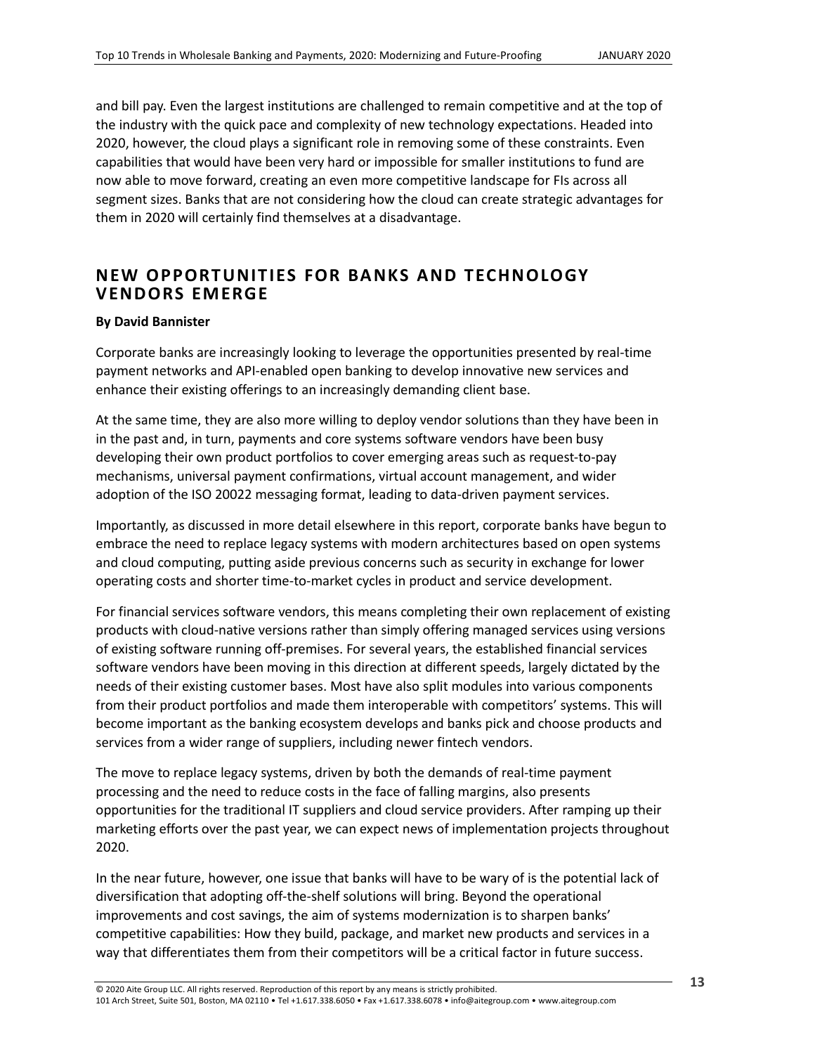and bill pay. Even the largest institutions are challenged to remain competitive and at the top of the industry with the quick pace and complexity of new technology expectations. Headed into 2020, however, the cloud plays a significant role in removing some of these constraints. Even capabilities that would have been very hard or impossible for smaller institutions to fund are now able to move forward, creating an even more competitive landscape for FIs across all segment sizes. Banks that are not considering how the cloud can create strategic advantages for them in 2020 will certainly find themselves at a disadvantage.

## NEW OPPORTUNITIES FOR BANKS AND TECHNOLOGY VENDORS EMERGE

**By David Bannister**

Corporate banks are increasingly looking to leverage the opportunities presented by real-time payment networks and API-enabled open banking to develop innovative new services and enhance their existing offerings to an increasingly demanding client base.

At the same time, they are also more willing to deploy vendor solutions than they have been in in the past and, in turn, payments and core systems software vendors have been busy developing their own product portfolios to cover emerging areas such as request-to-pay mechanisms, universal payment confirmations, virtual account management, and wider adoption of the ISO 20022 messaging format, leading to data-driven payment services.

Importantly, as discussed in more detail elsewhere in this report, corporate banks have begun to embrace the need to replace legacy systems with modern architectures based on open systems and cloud computing, putting aside previous concerns such as security in exchange for lower operating costs and shorter time-to-market cycles in product and service development.

For financial services software vendors, this means completing their own replacement of existing products with cloud-native versions rather than simply offering managed services using versions of existing software running off-premises. For several years, the established financial services software vendors have been moving in this direction at different speeds, largely dictated by the needs of their existing customer bases. Most have also split modules into various components from their product portfolios and made them interoperable with competitors' systems. This will become important as the banking ecosystem develops and banks pick and choose products and services from a wider range of suppliers, including newer fintech vendors.

The move to replace legacy systems, driven by both the demands of real-time payment processing and the need to reduce costs in the face of falling margins, also presents opportunities for the traditional IT suppliers and cloud service providers. After ramping up their marketing efforts over the past year, we can expect news of implementation projects throughout 2020.

In the near future, however, one issue that banks will have to be wary of is the potential lack of diversification that adopting off-the-shelf solutions will bring. Beyond the operational improvements and cost savings, the aim of systems modernization is to sharpen banks' competitive capabilities: How they build, package, and market new products and services in a way that differentiates them from their competitors will be a critical factor in future success.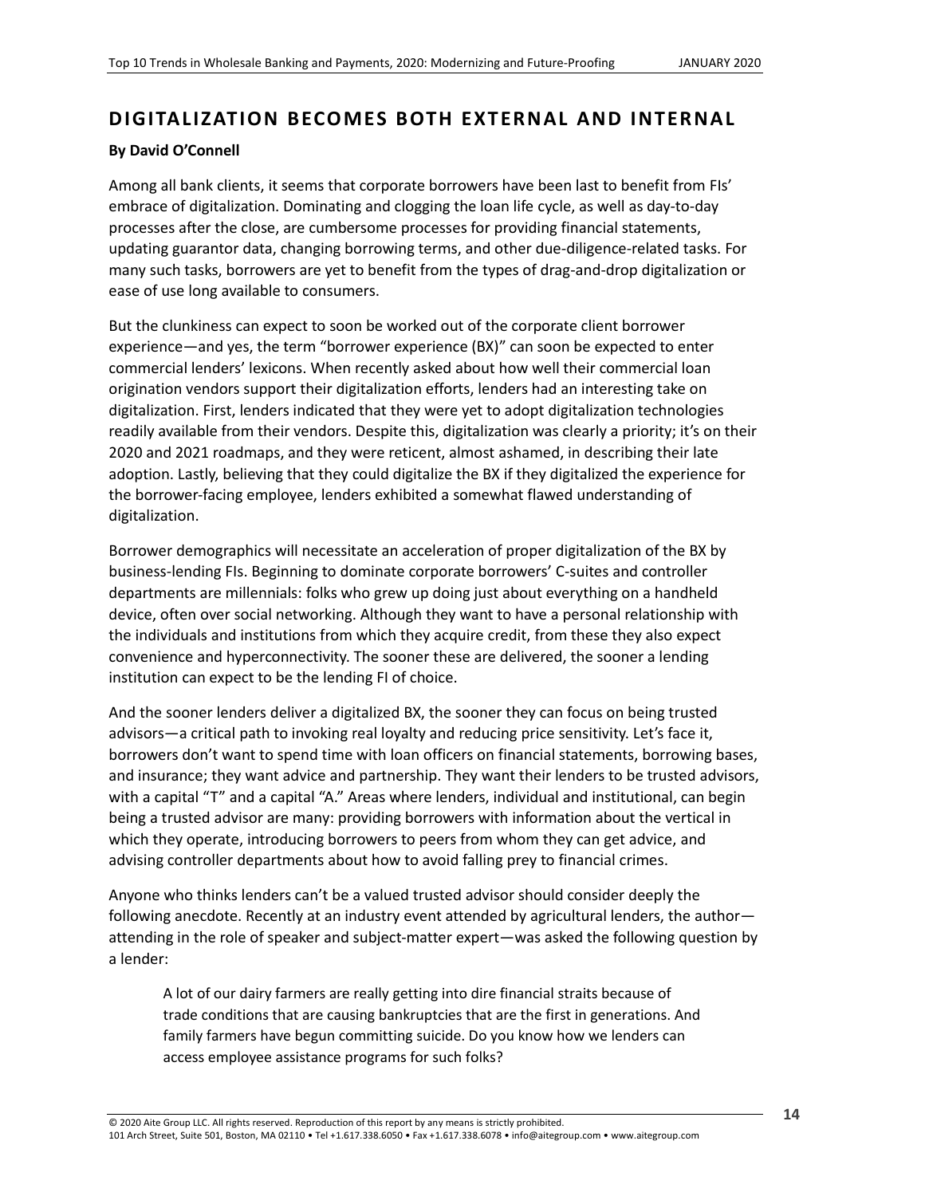## DIGITALIZATION BECOMES BOTH EXTERNAL AND INTERNAL

**By David O'Connell**

Among all bank clients, it seems that corporate borrowers have been last to benefit from FIs' embrace of digitalization. Dominating and clogging the loan life cycle, as well as day-to-day processes after the close, are cumbersome processes for providing financial statements, updating guarantor data, changing borrowing terms, and other due-diligence-related tasks. For many such tasks, borrowers are yet to benefit from the types of drag-and-drop digitalization or ease of use long available to consumers.

But the clunkiness can expect to soon be worked out of the corporate client borrower experience—and yes, the term "borrower experience (BX)" can soon be expected to enter commercial lenders' lexicons. When recently asked about how well their commercial loan origination vendors support their digitalization efforts, lenders had an interesting take on digitalization. First, lenders indicated that they were yet to adopt digitalization technologies readily available from their vendors. Despite this, digitalization was clearly a priority; it's on their 2020 and 2021 roadmaps, and they were reticent, almost ashamed, in describing their late adoption. Lastly, believing that they could digitalize the BX if they digitalized the experience for the borrower-facing employee, lenders exhibited a somewhat flawed understanding of digitalization.

Borrower demographics will necessitate an acceleration of proper digitalization of the BX by business-lending FIs. Beginning to dominate corporate borrowers' C-suites and controller departments are millennials: folks who grew up doing just about everything on a handheld device, often over social networking. Although they want to have a personal relationship with the individuals and institutions from which they acquire credit, from these they also expect convenience and hyperconnectivity. The sooner these are delivered, the sooner a lending institution can expect to be the lending FI of choice.

And the sooner lenders deliver a digitalized BX, the sooner they can focus on being trusted advisors—a critical path to invoking real loyalty and reducing price sensitivity. Let's face it, borrowers don't want to spend time with loan officers on financial statements, borrowing bases, and insurance; they want advice and partnership. They want their lenders to be trusted advisors, with a capital "T" and a capital "A." Areas where lenders, individual and institutional, can begin being a trusted advisor are many: providing borrowers with information about the vertical in which they operate, introducing borrowers to peers from whom they can get advice, and advising controller departments about how to avoid falling prey to financial crimes.

Anyone who thinks lenders can't be a valued trusted advisor should consider deeply the following anecdote. Recently at an industry event attended by agricultural lenders, the author—attending in the role of speaker and subject-matter expert—was asked the following question by a lender:

> A lot of our dairy farmers are really getting into dire financial straits because of trade conditions that are causing bankruptcies that are the first in generations. And family farmers have begun committing suicide. Do you know how we lenders can access employee assistance programs for such folks?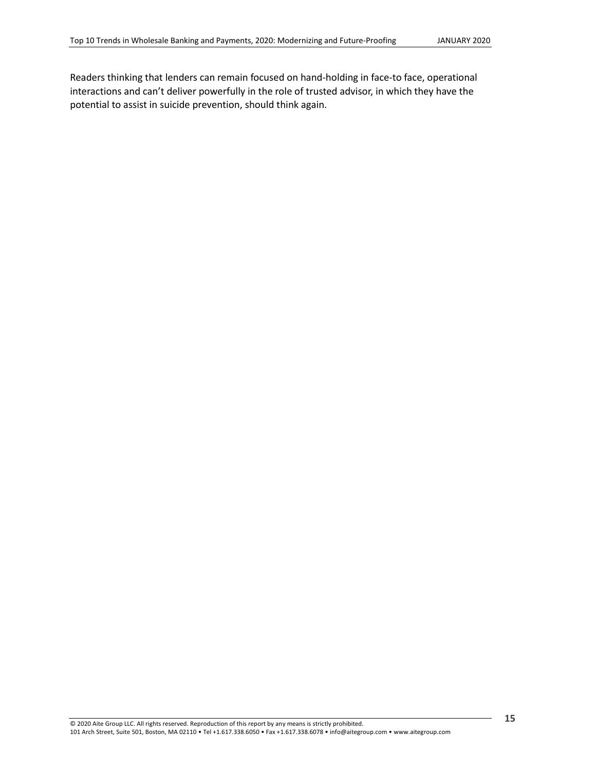Readers thinking that lenders can remain focused on hand-holding in face-to face, operational interactions and can’t deliver powerfully in the role of trusted advisor, in which they have the potential to assist in suicide prevention, should think again.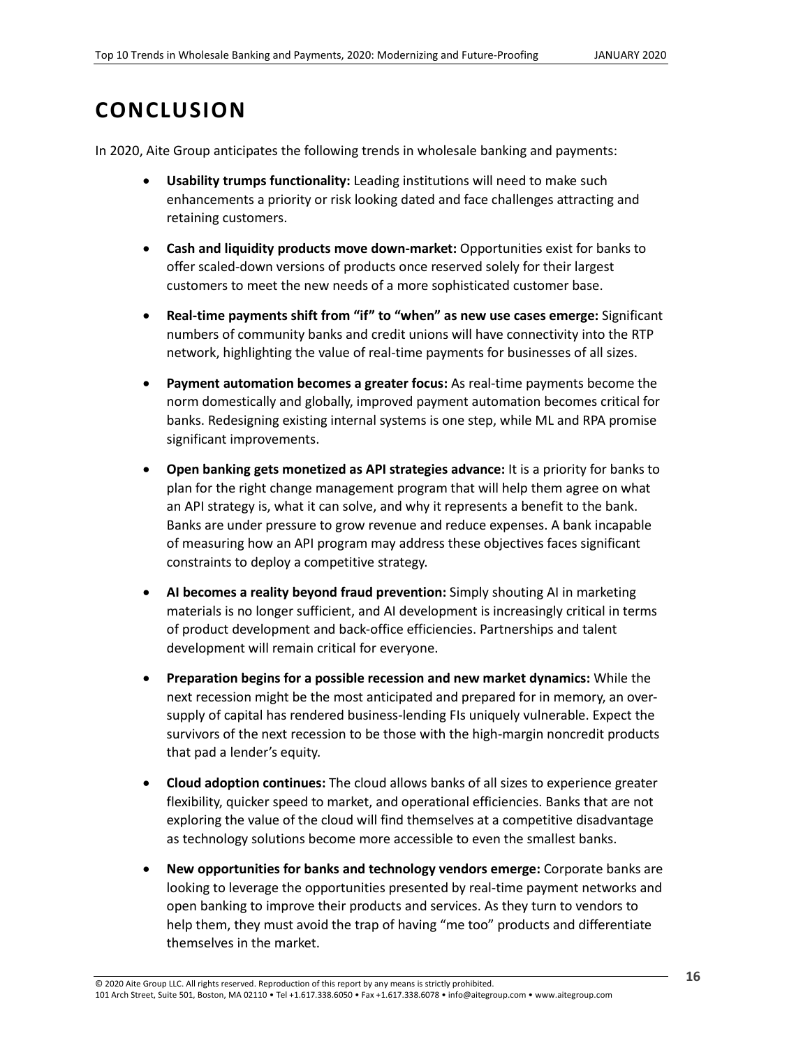# CONCLUSION

In 2020, Aite Group anticipates the following trends in wholesale banking and payments:

- **Usability trumps functionality:** Leading institutions will need to make such enhancements a priority or risk looking dated and face challenges attracting and retaining customers.
- **Cash and liquidity products move down-market:** Opportunities exist for banks to offer scaled-down versions of products once reserved solely for their largest customers to meet the new needs of a more sophisticated customer base.
- **Real-time payments shift from "if" to "when" as new use cases emerge:** Significant numbers of community banks and credit unions will have connectivity into the RTP network, highlighting the value of real-time payments for businesses of all sizes.
- **Payment automation becomes a greater focus:** As real-time payments become the norm domestically and globally, improved payment automation becomes critical for banks. Redesigning existing internal systems is one step, while ML and RPA promise significant improvements.
- **Open banking gets monetized as API strategies advance:** It is a priority for banks to plan for the right change management program that will help them agree on what an API strategy is, what it can solve, and why it represents a benefit to the bank. Banks are under pressure to grow revenue and reduce expenses. A bank incapable of measuring how an API program may address these objectives faces significant constraints to deploy a competitive strategy.
- **AI becomes a reality beyond fraud prevention:** Simply shouting AI in marketing materials is no longer sufficient, and AI development is increasingly critical in terms of product development and back-office efficiencies. Partnerships and talent development will remain critical for everyone.
- **Preparation begins for a possible recession and new market dynamics:** While the next recession might be the most anticipated and prepared for in memory, an over-supply of capital has rendered business-lending FIs uniquely vulnerable. Expect the survivors of the next recession to be those with the high-margin noncredit products that pad a lender's equity.
- **Cloud adoption continues:** The cloud allows banks of all sizes to experience greater flexibility, quicker speed to market, and operational efficiencies. Banks that are not exploring the value of the cloud will find themselves at a competitive disadvantage as technology solutions become more accessible to even the smallest banks.
- **New opportunities for banks and technology vendors emerge:** Corporate banks are looking to leverage the opportunities presented by real-time payment networks and open banking to improve their products and services. As they turn to vendors to help them, they must avoid the trap of having "me too" products and differentiate themselves in the market.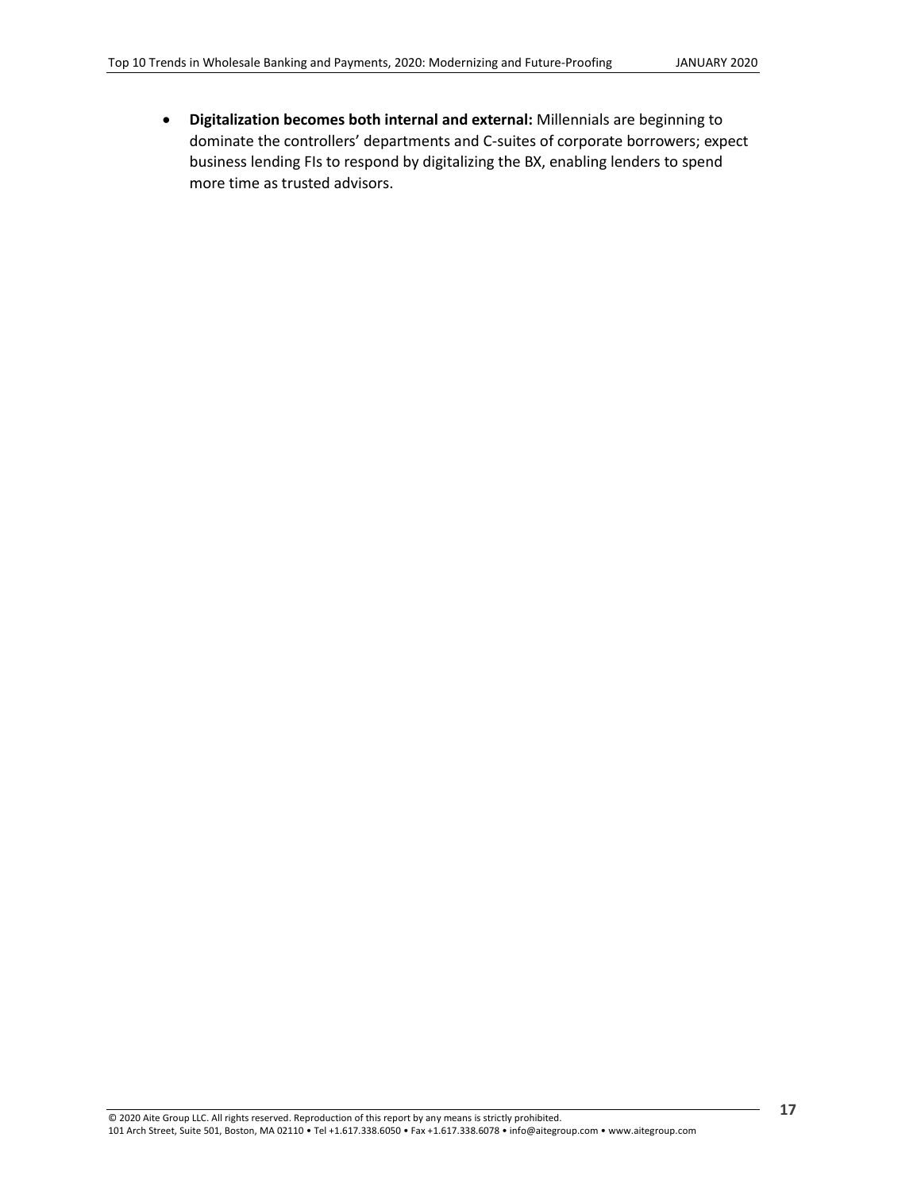- **Digitalization becomes both internal and external:** Millennials are beginning to dominate the controllers' departments and C-suites of corporate borrowers; expect business lending FIs to respond by digitalizing the BX, enabling lenders to spend more time as trusted advisors.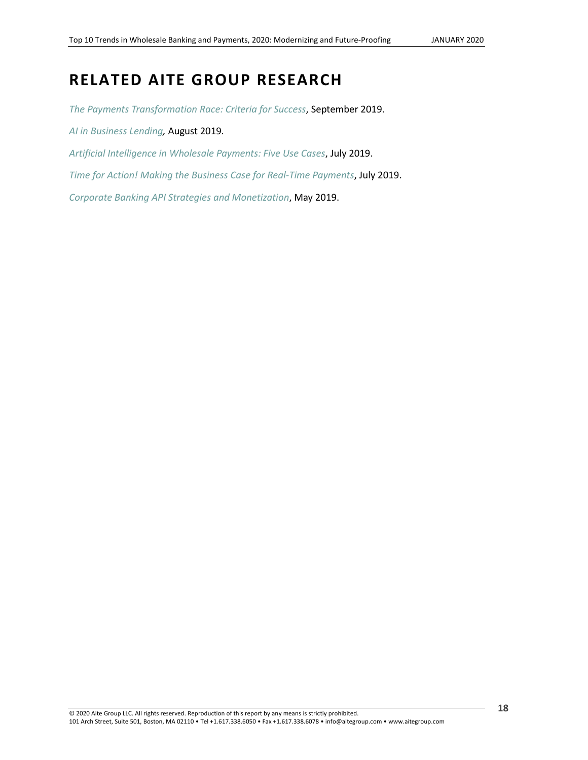# RELATED AITE GROUP RESEARCH

*The Payments Transformation Race: Criteria for Success*, September 2019.

*AI in Business Lending,* August 2019.

*Artificial Intelligence in Wholesale Payments: Five Use Cases*, July 2019.

*Time for Action! Making the Business Case for Real-Time Payments*, July 2019.

*Corporate Banking API Strategies and Monetization*, May 2019.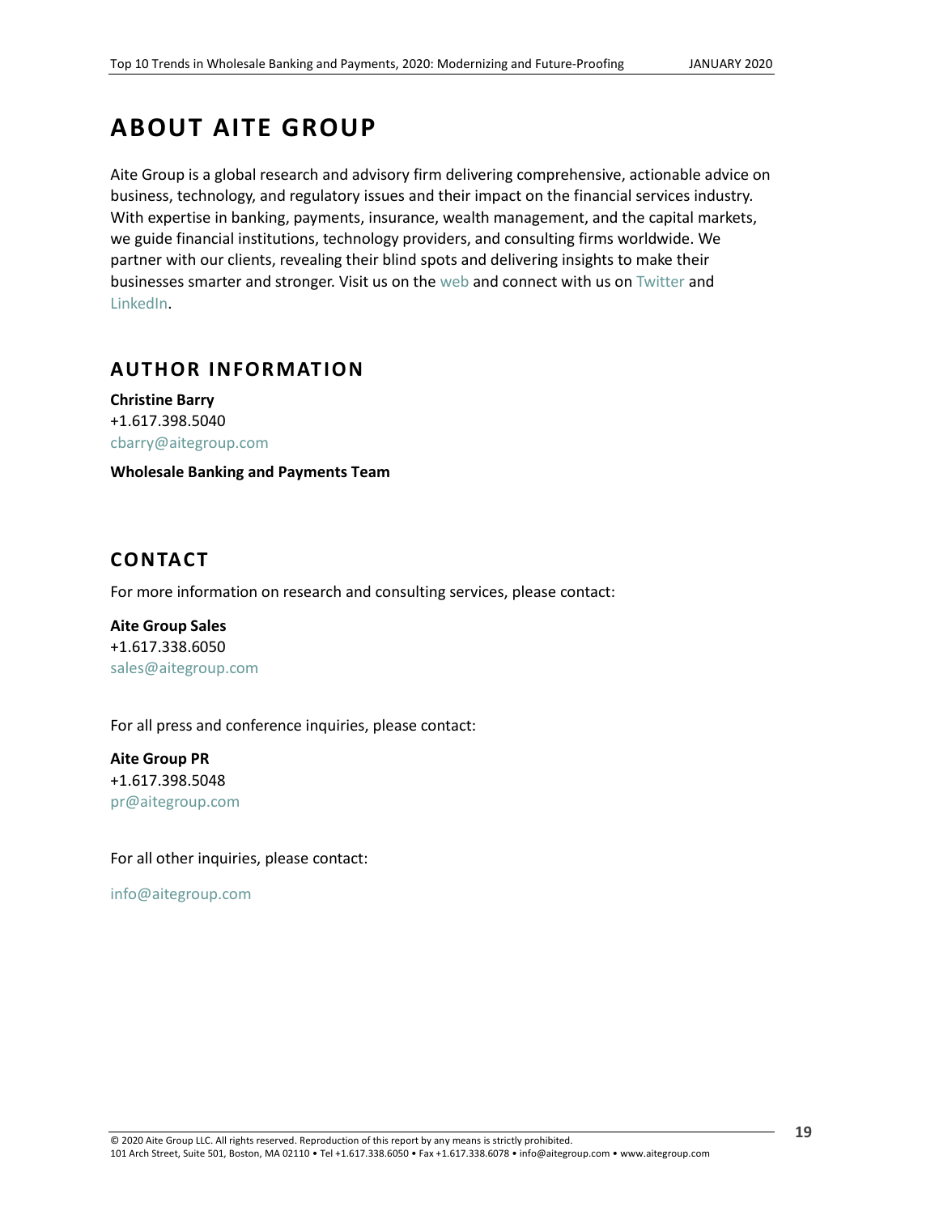# ABOUT AITE GROUP

Aite Group is a global research and advisory firm delivering comprehensive, actionable advice on business, technology, and regulatory issues and their impact on the financial services industry. With expertise in banking, payments, insurance, wealth management, and the capital markets, we guide financial institutions, technology providers, and consulting firms worldwide. We partner with our clients, revealing their blind spots and delivering insights to make their businesses smarter and stronger. Visit us on the web and connect with us on Twitter and LinkedIn.

## AUTHOR INFORMATION

**Christine Barry**
+1.617.398.5040
cbarry@aitegroup.com

**Wholesale Banking and Payments Team**

## CONTACT

For more information on research and consulting services, please contact:

**Aite Group Sales**
+1.617.338.6050
sales@aitegroup.com

For all press and conference inquiries, please contact:

**Aite Group PR**
+1.617.398.5048
pr@aitegroup.com

For all other inquiries, please contact:

info@aitegroup.com